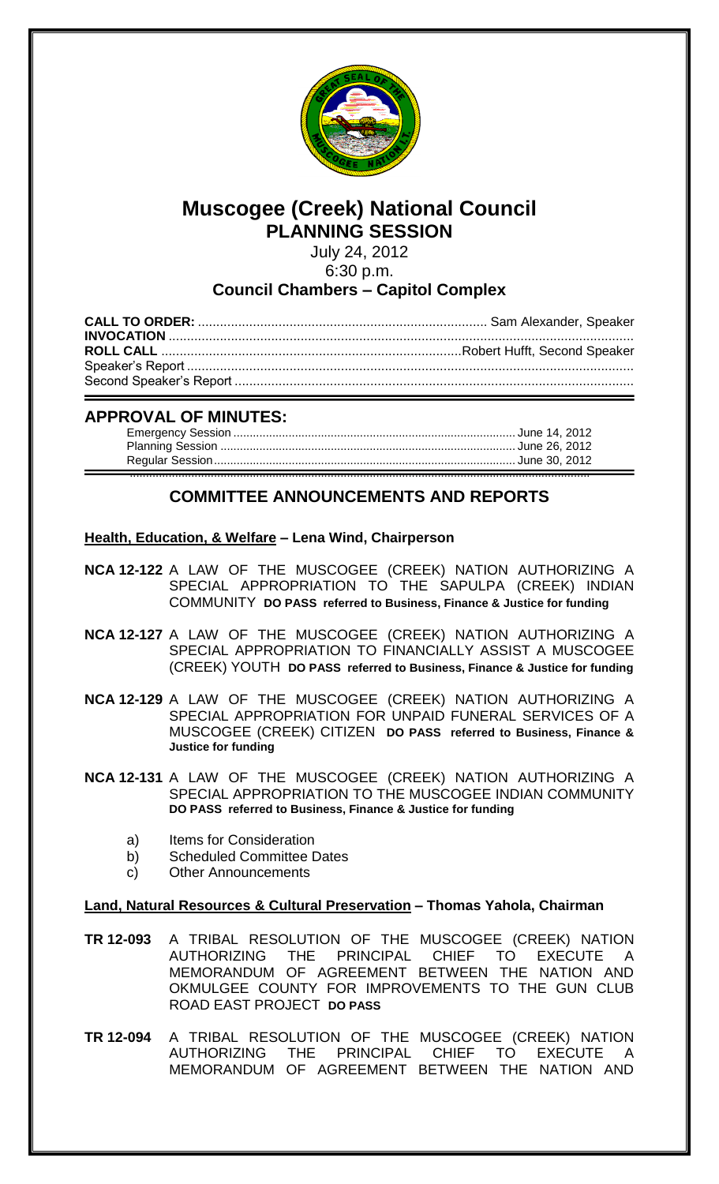# Muscogee (Creek) National Council
## PLANNING SESSION

July 24, 2012
6:30 p.m.

### Council Chambers – Capitol Complex

**CALL TO ORDER:** .......... Sam Alexander, Speaker
**INVOCATION** ..........
**ROLL CALL** .......... Robert Hufft, Second Speaker
Speaker's Report ..........
Second Speaker's Report ..........

## APPROVAL OF MINUTES:

Emergency Session .......... June 14, 2012
Planning Session .......... June 26, 2012
Regular Session .......... June 30, 2012

## COMMITTEE ANNOUNCEMENTS AND REPORTS

**Health, Education, & Welfare – Lena Wind, Chairperson**

**NCA 12-122** A LAW OF THE MUSCOGEE (CREEK) NATION AUTHORIZING A SPECIAL APPROPRIATION TO THE SAPULPA (CREEK) INDIAN COMMUNITY **DO PASS referred to Business, Finance & Justice for funding**

**NCA 12-127** A LAW OF THE MUSCOGEE (CREEK) NATION AUTHORIZING A SPECIAL APPROPRIATION TO FINANCIALLY ASSIST A MUSCOGEE (CREEK) YOUTH **DO PASS referred to Business, Finance & Justice for funding**

**NCA 12-129** A LAW OF THE MUSCOGEE (CREEK) NATION AUTHORIZING A SPECIAL APPROPRIATION FOR UNPAID FUNERAL SERVICES OF A MUSCOGEE (CREEK) CITIZEN **DO PASS referred to Business, Finance & Justice for funding**

**NCA 12-131** A LAW OF THE MUSCOGEE (CREEK) NATION AUTHORIZING A SPECIAL APPROPRIATION TO THE MUSCOGEE INDIAN COMMUNITY **DO PASS referred to Business, Finance & Justice for funding**

a) Items for Consideration
b) Scheduled Committee Dates
c) Other Announcements

**Land, Natural Resources & Cultural Preservation – Thomas Yahola, Chairman**

**TR 12-093** A TRIBAL RESOLUTION OF THE MUSCOGEE (CREEK) NATION AUTHORIZING THE PRINCIPAL CHIEF TO EXECUTE A MEMORANDUM OF AGREEMENT BETWEEN THE NATION AND OKMULGEE COUNTY FOR IMPROVEMENTS TO THE GUN CLUB ROAD EAST PROJECT **DO PASS**

**TR 12-094** A TRIBAL RESOLUTION OF THE MUSCOGEE (CREEK) NATION AUTHORIZING THE PRINCIPAL CHIEF TO EXECUTE A MEMORANDUM OF AGREEMENT BETWEEN THE NATION AND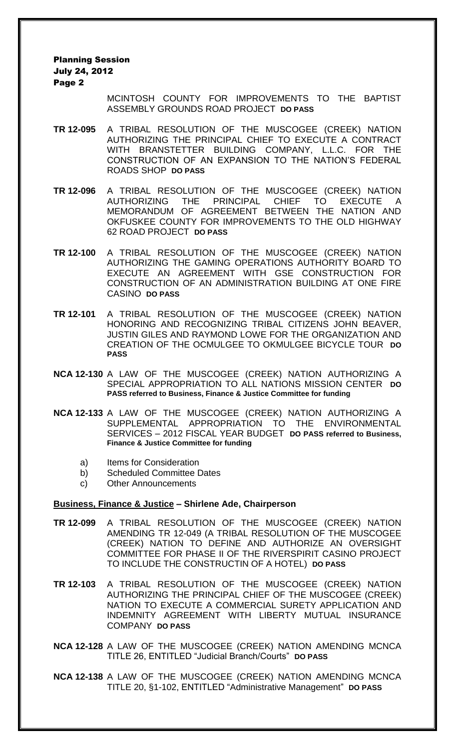MCINTOSH COUNTY FOR IMPROVEMENTS TO THE BAPTIST ASSEMBLY GROUNDS ROAD PROJECT **DO PASS**

**TR 12-095** A TRIBAL RESOLUTION OF THE MUSCOGEE (CREEK) NATION AUTHORIZING THE PRINCIPAL CHIEF TO EXECUTE A CONTRACT WITH BRANSTETTER BUILDING COMPANY, L.L.C. FOR THE CONSTRUCTION OF AN EXPANSION TO THE NATION'S FEDERAL ROADS SHOP **DO PASS**

**TR 12-096** A TRIBAL RESOLUTION OF THE MUSCOGEE (CREEK) NATION AUTHORIZING THE PRINCIPAL CHIEF TO EXECUTE A MEMORANDUM OF AGREEMENT BETWEEN THE NATION AND OKFUSKEE COUNTY FOR IMPROVEMENTS TO THE OLD HIGHWAY 62 ROAD PROJECT **DO PASS**

**TR 12-100** A TRIBAL RESOLUTION OF THE MUSCOGEE (CREEK) NATION AUTHORIZING THE GAMING OPERATIONS AUTHORITY BOARD TO EXECUTE AN AGREEMENT WITH GSE CONSTRUCTION FOR CONSTRUCTION OF AN ADMINISTRATION BUILDING AT ONE FIRE CASINO **DO PASS**

**TR 12-101** A TRIBAL RESOLUTION OF THE MUSCOGEE (CREEK) NATION HONORING AND RECOGNIZING TRIBAL CITIZENS JOHN BEAVER, JUSTIN GILES AND RAYMOND LOWE FOR THE ORGANIZATION AND CREATION OF THE OCMULGEE TO OKMULGEE BICYCLE TOUR **DO PASS**

**NCA 12-130** A LAW OF THE MUSCOGEE (CREEK) NATION AUTHORIZING A SPECIAL APPROPRIATION TO ALL NATIONS MISSION CENTER **DO PASS referred to Business, Finance & Justice Committee for funding**

**NCA 12-133** A LAW OF THE MUSCOGEE (CREEK) NATION AUTHORIZING A SUPPLEMENTAL APPROPRIATION TO THE ENVIRONMENTAL SERVICES – 2012 FISCAL YEAR BUDGET **DO PASS referred to Business, Finance & Justice Committee for funding**

a) Items for Consideration
b) Scheduled Committee Dates
c) Other Announcements

**Business, Finance & Justice – Shirlene Ade, Chairperson**

**TR 12-099** A TRIBAL RESOLUTION OF THE MUSCOGEE (CREEK) NATION AMENDING TR 12-049 (A TRIBAL RESOLUTION OF THE MUSCOGEE (CREEK) NATION TO DEFINE AND AUTHORIZE AN OVERSIGHT COMMITTEE FOR PHASE II OF THE RIVERSPIRIT CASINO PROJECT TO INCLUDE THE CONSTRUCTIN OF A HOTEL) **DO PASS**

**TR 12-103** A TRIBAL RESOLUTION OF THE MUSCOGEE (CREEK) NATION AUTHORIZING THE PRINCIPAL CHIEF OF THE MUSCOGEE (CREEK) NATION TO EXECUTE A COMMERCIAL SURETY APPLICATION AND INDEMNITY AGREEMENT WITH LIBERTY MUTUAL INSURANCE COMPANY **DO PASS**

**NCA 12-128** A LAW OF THE MUSCOGEE (CREEK) NATION AMENDING MCNCA TITLE 26, ENTITLED "Judicial Branch/Courts" **DO PASS**

**NCA 12-138** A LAW OF THE MUSCOGEE (CREEK) NATION AMENDING MCNCA TITLE 20, §1-102, ENTITLED "Administrative Management" **DO PASS**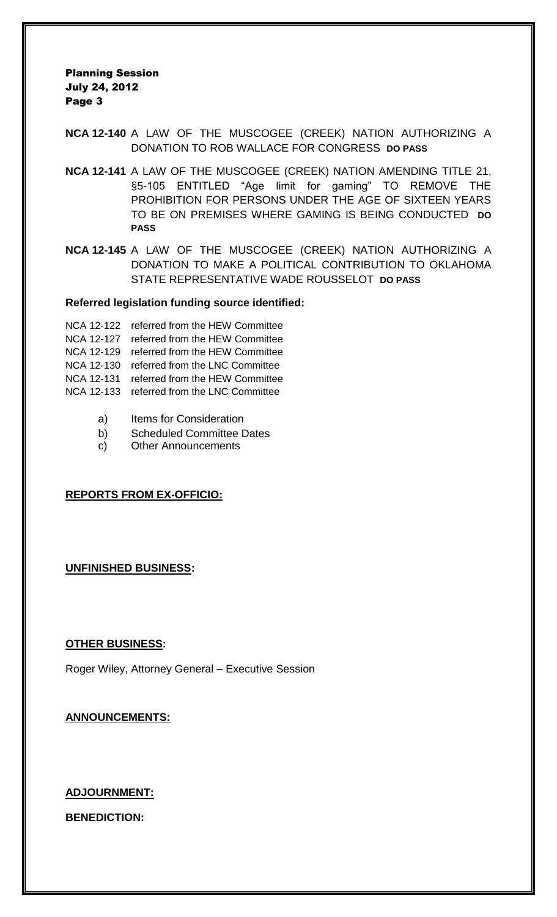**NCA 12-140** A LAW OF THE MUSCOGEE (CREEK) NATION AUTHORIZING A DONATION TO ROB WALLACE FOR CONGRESS **DO PASS**

**NCA 12-141** A LAW OF THE MUSCOGEE (CREEK) NATION AMENDING TITLE 21, §5-105 ENTITLED "Age limit for gaming" TO REMOVE THE PROHIBITION FOR PERSONS UNDER THE AGE OF SIXTEEN YEARS TO BE ON PREMISES WHERE GAMING IS BEING CONDUCTED **DO PASS**

**NCA 12-145** A LAW OF THE MUSCOGEE (CREEK) NATION AUTHORIZING A DONATION TO MAKE A POLITICAL CONTRIBUTION TO OKLAHOMA STATE REPRESENTATIVE WADE ROUSSELOT **DO PASS**

**Referred legislation funding source identified:**

NCA 12-122 referred from the HEW Committee
NCA 12-127 referred from the HEW Committee
NCA 12-129 referred from the HEW Committee
NCA 12-130 referred from the LNC Committee
NCA 12-131 referred from the HEW Committee
NCA 12-133 referred from the LNC Committee

a) Items for Consideration
b) Scheduled Committee Dates
c) Other Announcements

**REPORTS FROM EX-OFFICIO:**

**UNFINISHED BUSINESS:**

**OTHER BUSINESS:**

Roger Wiley, Attorney General – Executive Session

**ANNOUNCEMENTS:**

**ADJOURNMENT:**

**BENEDICTION:**